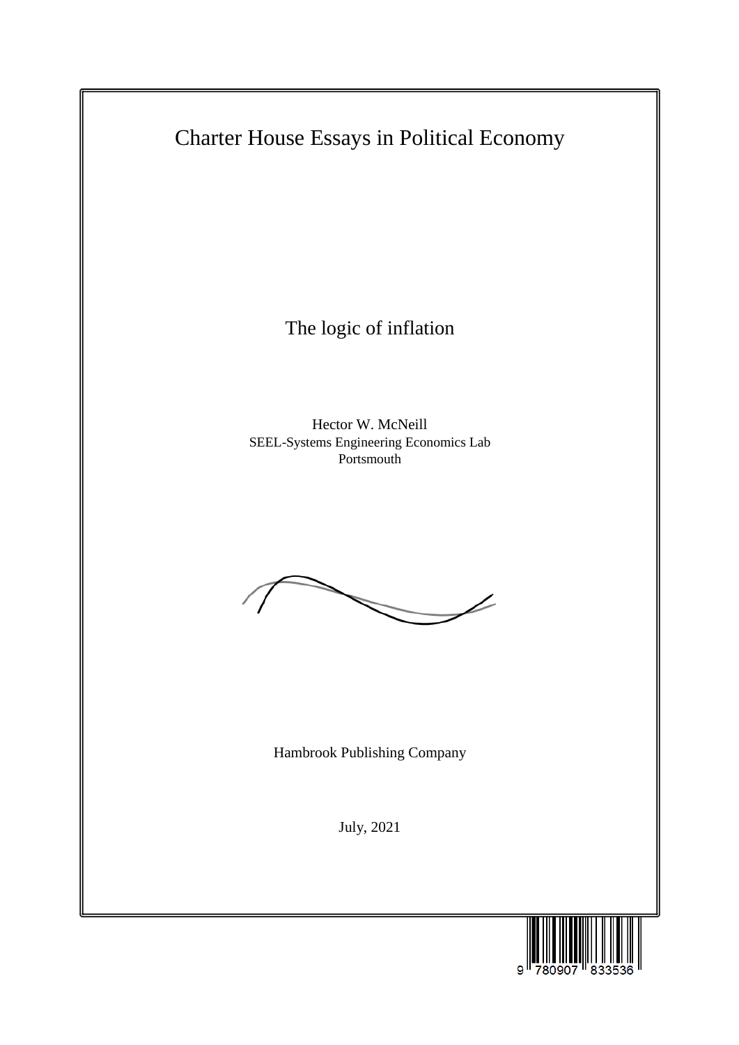Charter House Essays in Political Economy

# The logic of inflation

Hector W. McNeill
SEEL-Systems Engineering Economics Lab
Portsmouth

Hambrook Publishing Company

July, 2021

9 780907 833536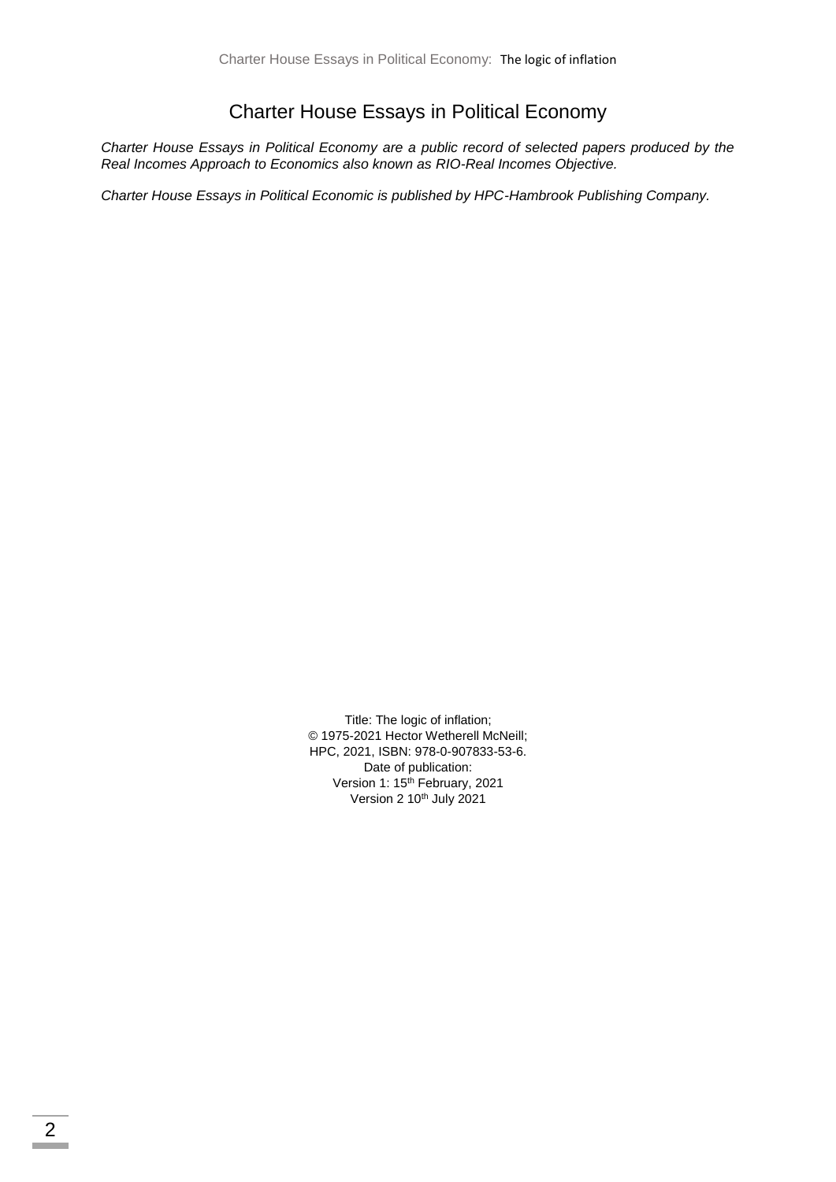# Charter House Essays in Political Economy

*Charter House Essays in Political Economy are a public record of selected papers produced by the Real Incomes Approach to Economics also known as RIO-Real Incomes Objective.*

*Charter House Essays in Political Economic is published by HPC-Hambrook Publishing Company.*

Title: The logic of inflation;
© 1975-2021 Hector Wetherell McNeill;
HPC, 2021, ISBN: 978-0-907833-53-6.
Date of publication:
Version 1: 15th February, 2021
Version 2 10th July 2021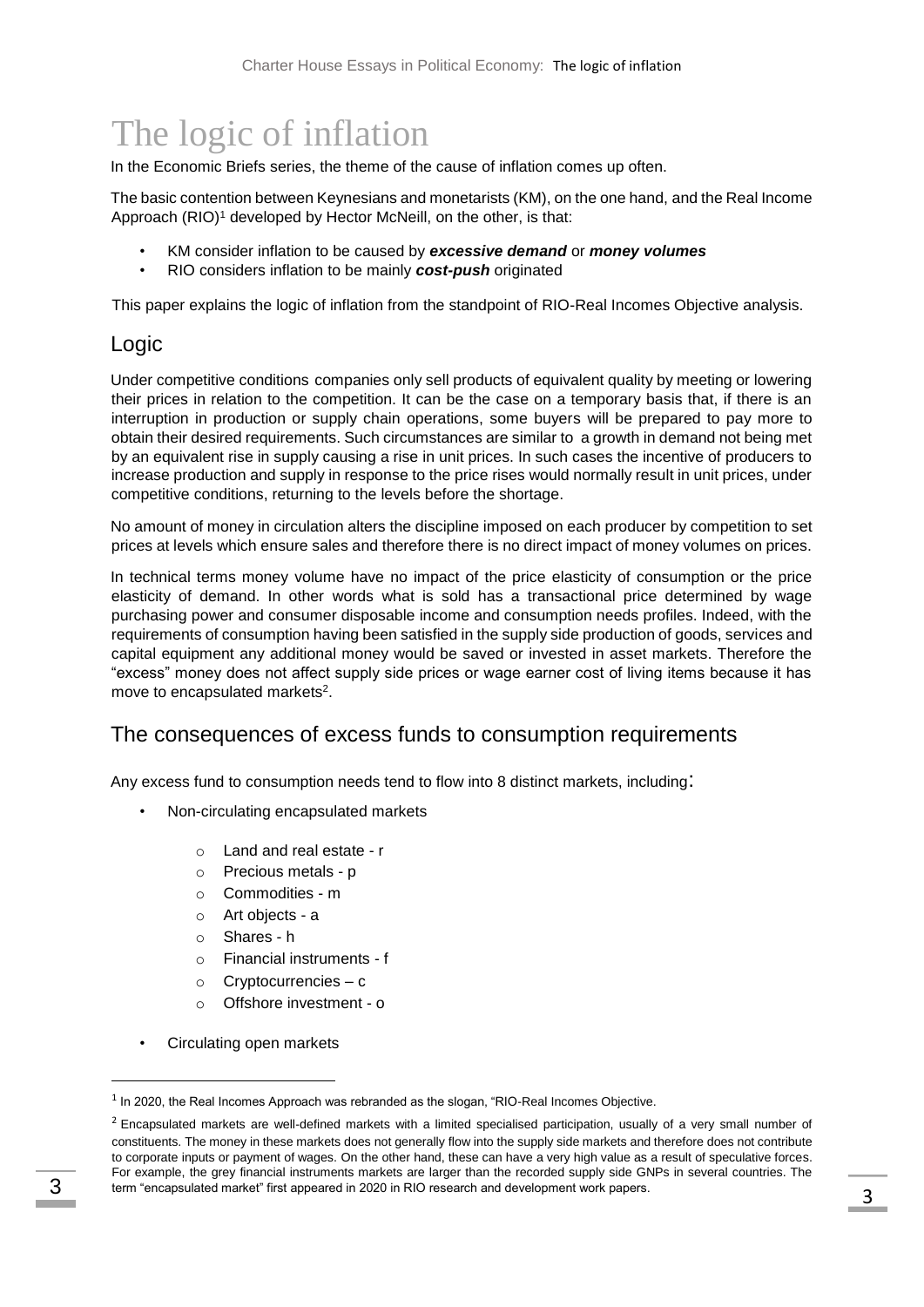# The logic of inflation

In the Economic Briefs series, the theme of the cause of inflation comes up often.

The basic contention between Keynesians and monetarists (KM), on the one hand, and the Real Income Approach (RIO)[1] developed by Hector McNeill, on the other, is that:

- KM consider inflation to be caused by ***excessive demand*** or ***money volumes***
- RIO considers inflation to be mainly ***cost-push*** originated

This paper explains the logic of inflation from the standpoint of RIO-Real Incomes Objective analysis.

## Logic

Under competitive conditions companies only sell products of equivalent quality by meeting or lowering their prices in relation to the competition. It can be the case on a temporary basis that, if there is an interruption in production or supply chain operations, some buyers will be prepared to pay more to obtain their desired requirements. Such circumstances are similar to a growth in demand not being met by an equivalent rise in supply causing a rise in unit prices. In such cases the incentive of producers to increase production and supply in response to the price rises would normally result in unit prices, under competitive conditions, returning to the levels before the shortage.

No amount of money in circulation alters the discipline imposed on each producer by competition to set prices at levels which ensure sales and therefore there is no direct impact of money volumes on prices.

In technical terms money volume have no impact of the price elasticity of consumption or the price elasticity of demand. In other words what is sold has a transactional price determined by wage purchasing power and consumer disposable income and consumption needs profiles. Indeed, with the requirements of consumption having been satisfied in the supply side production of goods, services and capital equipment any additional money would be saved or invested in asset markets. Therefore the "excess" money does not affect supply side prices or wage earner cost of living items because it has move to encapsulated markets[2].

## The consequences of excess funds to consumption requirements

Any excess fund to consumption needs tend to flow into 8 distinct markets, including:

- Non-circulating encapsulated markets
  - Land and real estate - r
  - Precious metals - p
  - Commodities - m
  - Art objects - a
  - Shares - h
  - Financial instruments - f
  - Cryptocurrencies – c
  - Offshore investment - o
- Circulating open markets

---

[1] In 2020, the Real Incomes Approach was rebranded as the slogan, "RIO-Real Incomes Objective.

[2] Encapsulated markets are well-defined markets with a limited specialised participation, usually of a very small number of constituents. The money in these markets does not generally flow into the supply side markets and therefore does not contribute to corporate inputs or payment of wages. On the other hand, these can have a very high value as a result of speculative forces. For example, the grey financial instruments markets are larger than the recorded supply side GNPs in several countries. The term "encapsulated market" first appeared in 2020 in RIO research and development work papers.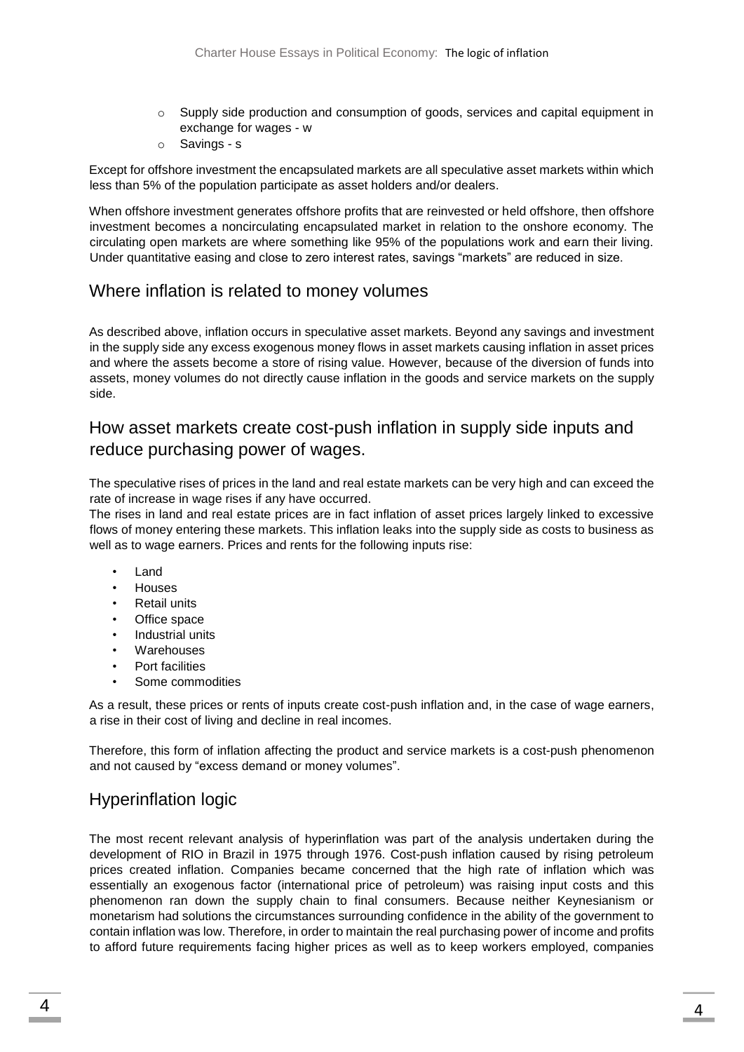- Supply side production and consumption of goods, services and capital equipment in exchange for wages - w
- Savings - s

Except for offshore investment the encapsulated markets are all speculative asset markets within which less than 5% of the population participate as asset holders and/or dealers.

When offshore investment generates offshore profits that are reinvested or held offshore, then offshore investment becomes a noncirculating encapsulated market in relation to the onshore economy. The circulating open markets are where something like 95% of the populations work and earn their living. Under quantitative easing and close to zero interest rates, savings "markets" are reduced in size.

## Where inflation is related to money volumes

As described above, inflation occurs in speculative asset markets. Beyond any savings and investment in the supply side any excess exogenous money flows in asset markets causing inflation in asset prices and where the assets become a store of rising value. However, because of the diversion of funds into assets, money volumes do not directly cause inflation in the goods and service markets on the supply side.

## How asset markets create cost-push inflation in supply side inputs and reduce purchasing power of wages.

The speculative rises of prices in the land and real estate markets can be very high and can exceed the rate of increase in wage rises if any have occurred.

The rises in land and real estate prices are in fact inflation of asset prices largely linked to excessive flows of money entering these markets. This inflation leaks into the supply side as costs to business as well as to wage earners. Prices and rents for the following inputs rise:

- Land
- Houses
- Retail units
- Office space
- Industrial units
- Warehouses
- Port facilities
- Some commodities

As a result, these prices or rents of inputs create cost-push inflation and, in the case of wage earners, a rise in their cost of living and decline in real incomes.

Therefore, this form of inflation affecting the product and service markets is a cost-push phenomenon and not caused by "excess demand or money volumes".

## Hyperinflation logic

The most recent relevant analysis of hyperinflation was part of the analysis undertaken during the development of RIO in Brazil in 1975 through 1976. Cost-push inflation caused by rising petroleum prices created inflation. Companies became concerned that the high rate of inflation which was essentially an exogenous factor (international price of petroleum) was raising input costs and this phenomenon ran down the supply chain to final consumers. Because neither Keynesianism or monetarism had solutions the circumstances surrounding confidence in the ability of the government to contain inflation was low. Therefore, in order to maintain the real purchasing power of income and profits to afford future requirements facing higher prices as well as to keep workers employed, companies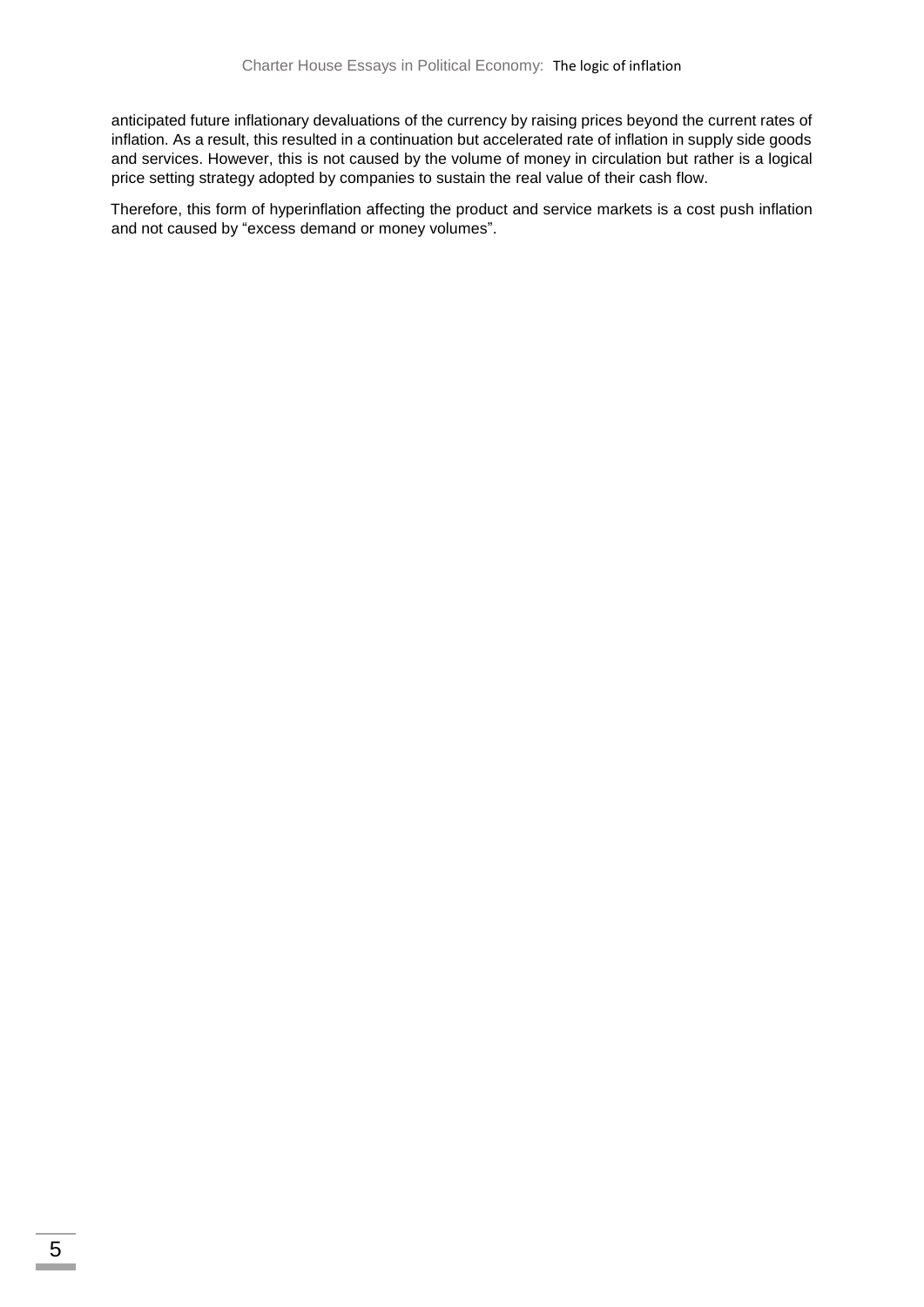anticipated future inflationary devaluations of the currency by raising prices beyond the current rates of inflation. As a result, this resulted in a continuation but accelerated rate of inflation in supply side goods and services. However, this is not caused by the volume of money in circulation but rather is a logical price setting strategy adopted by companies to sustain the real value of their cash flow.

Therefore, this form of hyperinflation affecting the product and service markets is a cost push inflation and not caused by "excess demand or money volumes".